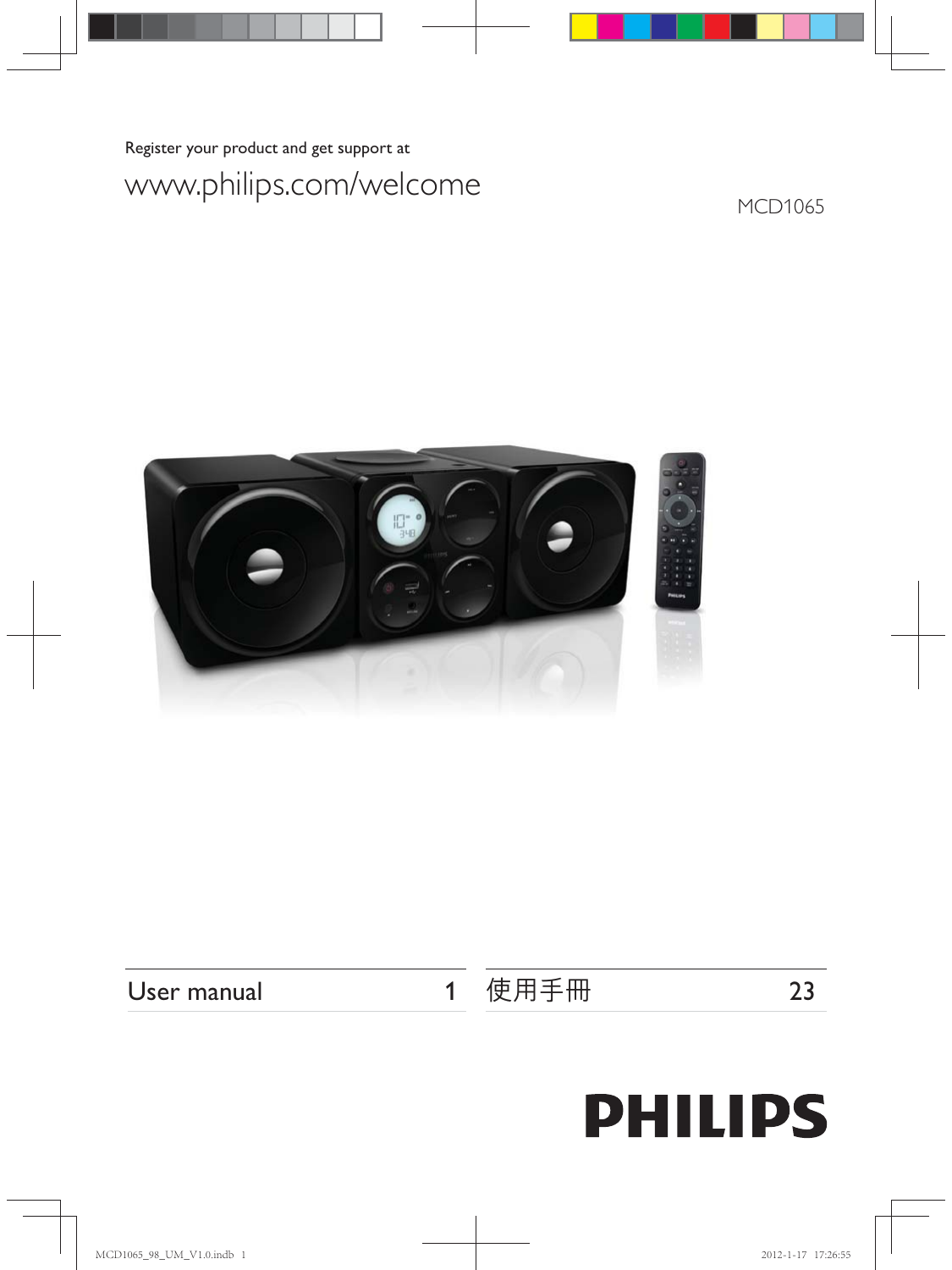Register your product and get support at

www.philips.com/welcome

MCD1065

| User manual | 1 | 使用手冊 | 23 |
|---|---|---|---|

PHILIPS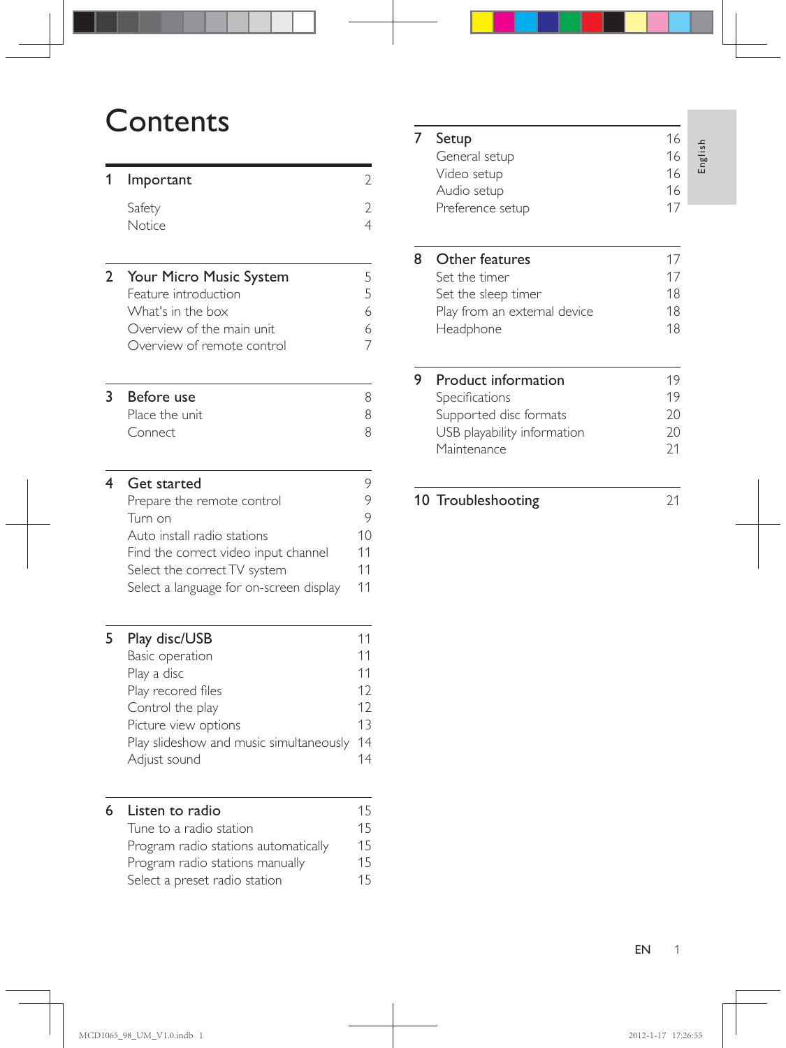# Contents

| | | |
|---|---|---|
| **1** | **Important** | **2** |
| | Safety | 2 |
| | Notice | 4 |
| **2** | **Your Micro Music System** | **5** |
| | Feature introduction | 5 |
| | What's in the box | 6 |
| | Overview of the main unit | 6 |
| | Overview of remote control | 7 |
| **3** | **Before use** | **8** |
| | Place the unit | 8 |
| | Connect | 8 |
| **4** | **Get started** | **9** |
| | Prepare the remote control | 9 |
| | Turn on | 9 |
| | Auto install radio stations | 10 |
| | Find the correct video input channel | 11 |
| | Select the correct TV system | 11 |
| | Select a language for on-screen display | 11 |
| **5** | **Play disc/USB** | **11** |
| | Basic operation | 11 |
| | Play a disc | 11 |
| | Play recored files | 12 |
| | Control the play | 12 |
| | Picture view options | 13 |
| | Play slideshow and music simultaneously | 14 |
| | Adjust sound | 14 |
| **6** | **Listen to radio** | **15** |
| | Tune to a radio station | 15 |
| | Program radio stations automatically | 15 |
| | Program radio stations manually | 15 |
| | Select a preset radio station | 15 |
| **7** | **Setup** | **16** |
| | General setup | 16 |
| | Video setup | 16 |
| | Audio setup | 16 |
| | Preference setup | 17 |
| **8** | **Other features** | **17** |
| | Set the timer | 17 |
| | Set the sleep timer | 18 |
| | Play from an external device | 18 |
| | Headphone | 18 |
| **9** | **Product information** | **19** |
| | Specifications | 19 |
| | Supported disc formats | 20 |
| | USB playability information | 20 |
| | Maintenance | 21 |
| **10** | **Troubleshooting** | **21** |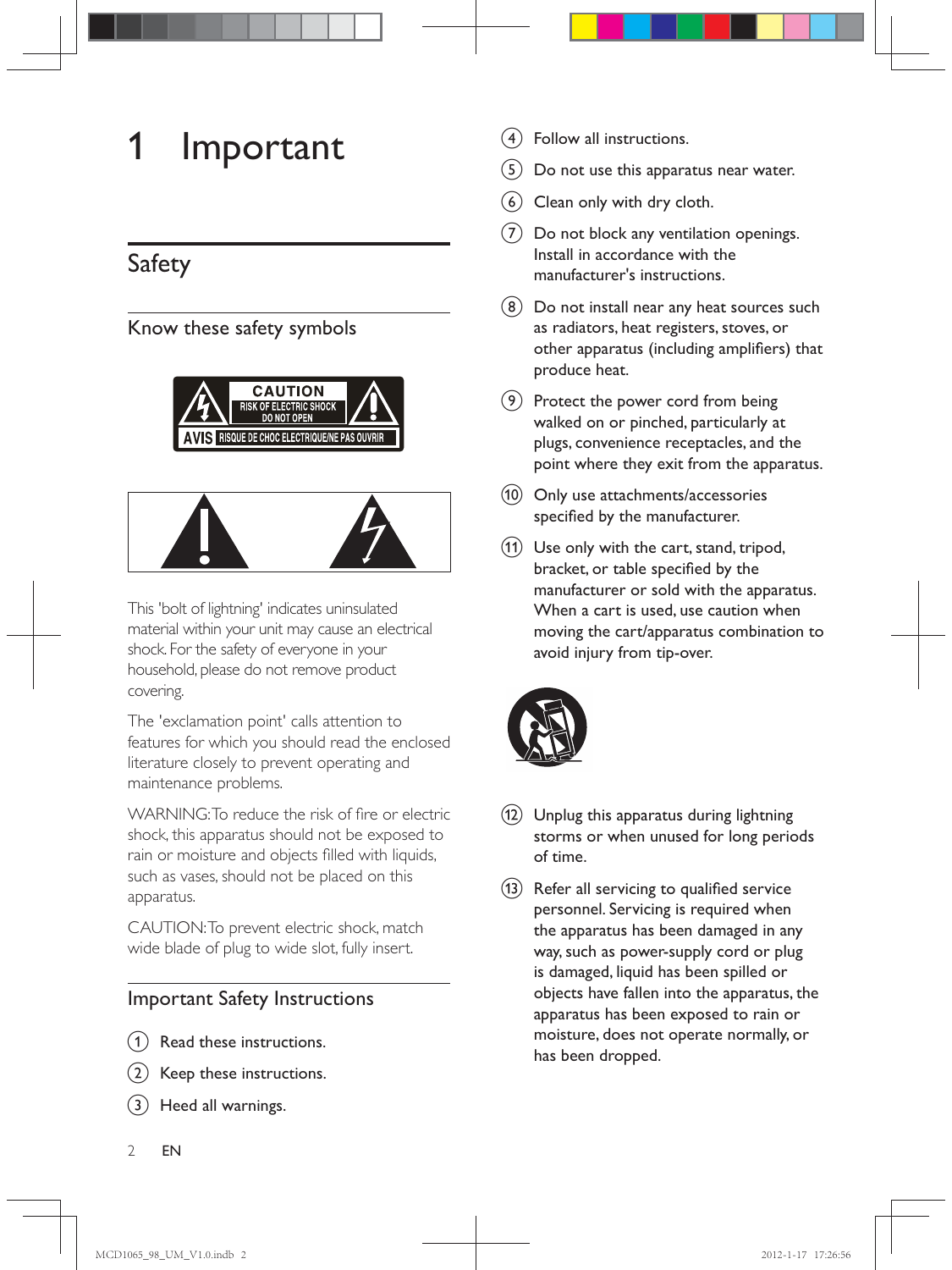# 1 Important

## Safety

### Know these safety symbols

This 'bolt of lightning' indicates uninsulated material within your unit may cause an electrical shock. For the safety of everyone in your household, please do not remove product covering.

The 'exclamation point' calls attention to features for which you should read the enclosed literature closely to prevent operating and maintenance problems.

WARNING: To reduce the risk of fire or electric shock, this apparatus should not be exposed to rain or moisture and objects filled with liquids, such as vases, should not be placed on this apparatus.

CAUTION: To prevent electric shock, match wide blade of plug to wide slot, fully insert.

### Important Safety Instructions

1. Read these instructions.
2. Keep these instructions.
3. Heed all warnings.
4. Follow all instructions.
5. Do not use this apparatus near water.
6. Clean only with dry cloth.
7. Do not block any ventilation openings. Install in accordance with the manufacturer's instructions.
8. Do not install near any heat sources such as radiators, heat registers, stoves, or other apparatus (including amplifiers) that produce heat.
9. Protect the power cord from being walked on or pinched, particularly at plugs, convenience receptacles, and the point where they exit from the apparatus.
10. Only use attachments/accessories specified by the manufacturer.
11. Use only with the cart, stand, tripod, bracket, or table specified by the manufacturer or sold with the apparatus. When a cart is used, use caution when moving the cart/apparatus combination to avoid injury from tip-over.
12. Unplug this apparatus during lightning storms or when unused for long periods of time.
13. Refer all servicing to qualified service personnel. Servicing is required when the apparatus has been damaged in any way, such as power-supply cord or plug is damaged, liquid has been spilled or objects have fallen into the apparatus, the apparatus has been exposed to rain or moisture, does not operate normally, or has been dropped.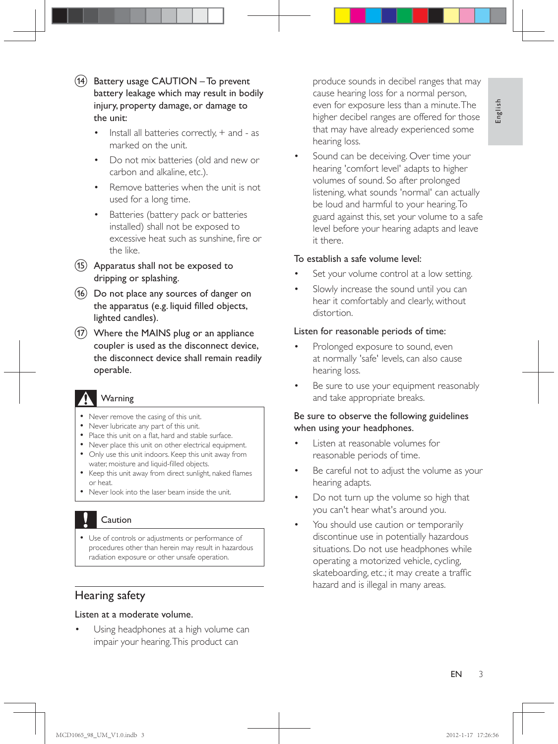14. Battery usage CAUTION – To prevent battery leakage which may result in bodily injury, property damage, or damage to the unit:
    - Install all batteries correctly, + and - as marked on the unit.
    - Do not mix batteries (old and new or carbon and alkaline, etc.).
    - Remove batteries when the unit is not used for a long time.
    - Batteries (battery pack or batteries installed) shall not be exposed to excessive heat such as sunshine, fire or the like.
15. Apparatus shall not be exposed to dripping or splashing.
16. Do not place any sources of danger on the apparatus (e.g. liquid filled objects, lighted candles).
17. Where the MAINS plug or an appliance coupler is used as the disconnect device, the disconnect device shall remain readily operable.

**Warning**

- Never remove the casing of this unit.
- Never lubricate any part of this unit.
- Place this unit on a flat, hard and stable surface.
- Never place this unit on other electrical equipment.
- Only use this unit indoors. Keep this unit away from water, moisture and liquid-filled objects.
- Keep this unit away from direct sunlight, naked flames or heat.
- Never look into the laser beam inside the unit.

**Caution**

- Use of controls or adjustments or performance of procedures other than herein may result in hazardous radiation exposure or other unsafe operation.

## Hearing safety

Listen at a moderate volume.

- Using headphones at a high volume can impair your hearing. This product can produce sounds in decibel ranges that may cause hearing loss for a normal person, even for exposure less than a minute. The higher decibel ranges are offered for those that may have already experienced some hearing loss.
- Sound can be deceiving. Over time your hearing 'comfort level' adapts to higher volumes of sound. So after prolonged listening, what sounds 'normal' can actually be loud and harmful to your hearing. To guard against this, set your volume to a safe level before your hearing adapts and leave it there.

To establish a safe volume level:

- Set your volume control at a low setting.
- Slowly increase the sound until you can hear it comfortably and clearly, without distortion.

Listen for reasonable periods of time:

- Prolonged exposure to sound, even at normally 'safe' levels, can also cause hearing loss.
- Be sure to use your equipment reasonably and take appropriate breaks.

Be sure to observe the following guidelines when using your headphones.

- Listen at reasonable volumes for reasonable periods of time.
- Be careful not to adjust the volume as your hearing adapts.
- Do not turn up the volume so high that you can't hear what's around you.
- You should use caution or temporarily discontinue use in potentially hazardous situations. Do not use headphones while operating a motorized vehicle, cycling, skateboarding, etc.; it may create a traffic hazard and is illegal in many areas.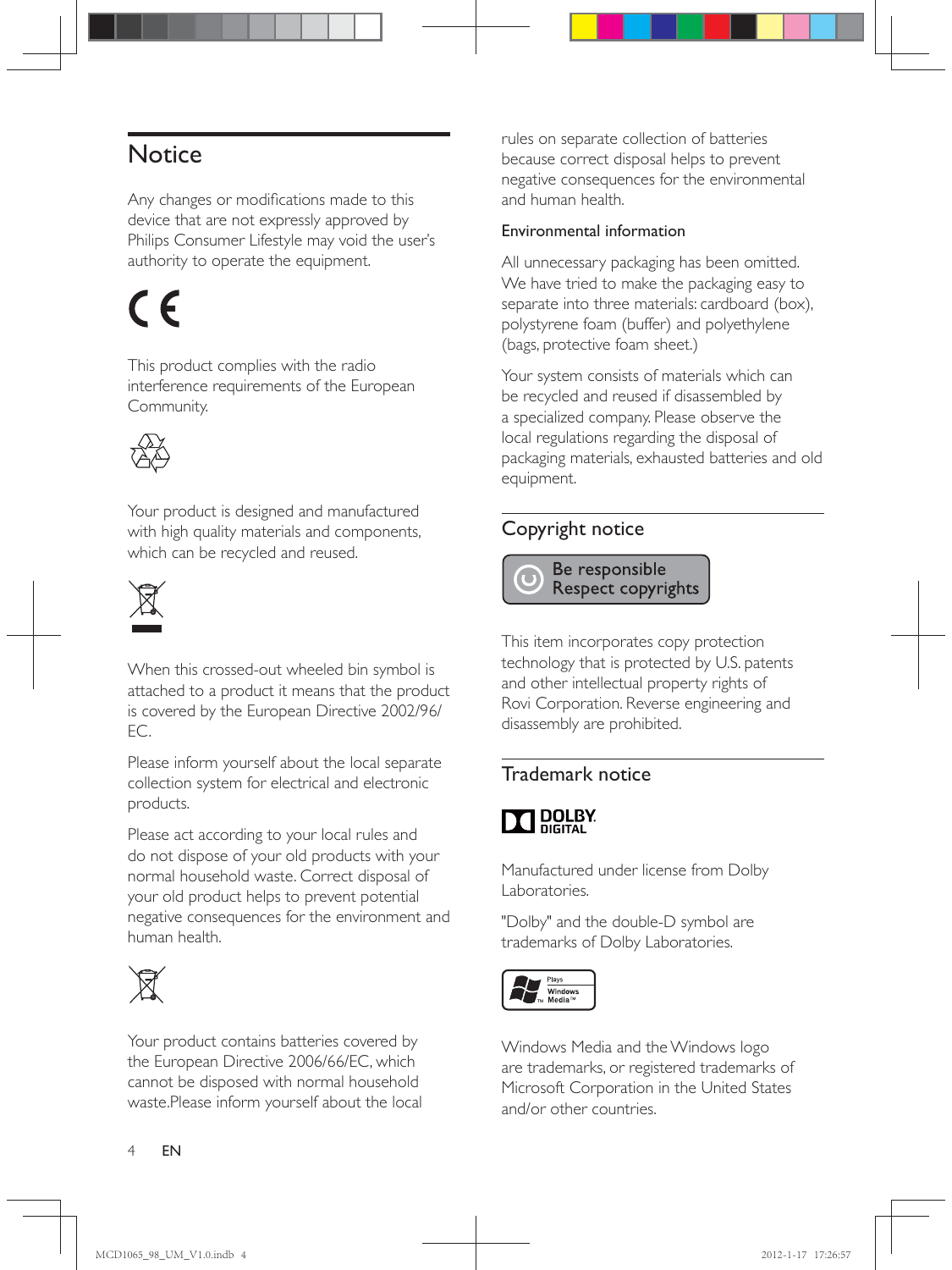## Notice

Any changes or modifications made to this device that are not expressly approved by Philips Consumer Lifestyle may void the user's authority to operate the equipment.

This product complies with the radio interference requirements of the European Community.

Your product is designed and manufactured with high quality materials and components, which can be recycled and reused.

When this crossed-out wheeled bin symbol is attached to a product it means that the product is covered by the European Directive 2002/96/EC.

Please inform yourself about the local separate collection system for electrical and electronic products.

Please act according to your local rules and do not dispose of your old products with your normal household waste. Correct disposal of your old product helps to prevent potential negative consequences for the environment and human health.

Your product contains batteries covered by the European Directive 2006/66/EC, which cannot be disposed with normal household waste.Please inform yourself about the local rules on separate collection of batteries because correct disposal helps to prevent negative consequences for the environmental and human health.

Environmental information

All unnecessary packaging has been omitted. We have tried to make the packaging easy to separate into three materials: cardboard (box), polystyrene foam (buffer) and polyethylene (bags, protective foam sheet.)

Your system consists of materials which can be recycled and reused if disassembled by a specialized company. Please observe the local regulations regarding the disposal of packaging materials, exhausted batteries and old equipment.

## Copyright notice

Be responsible
Respect copyrights

This item incorporates copy protection technology that is protected by U.S. patents and other intellectual property rights of Rovi Corporation. Reverse engineering and disassembly are prohibited.

## Trademark notice

DOLBY DIGITAL

Manufactured under license from Dolby Laboratories.

"Dolby" and the double-D symbol are trademarks of Dolby Laboratories.

Plays Windows Media™

Windows Media and the Windows logo are trademarks, or registered trademarks of Microsoft Corporation in the United States and/or other countries.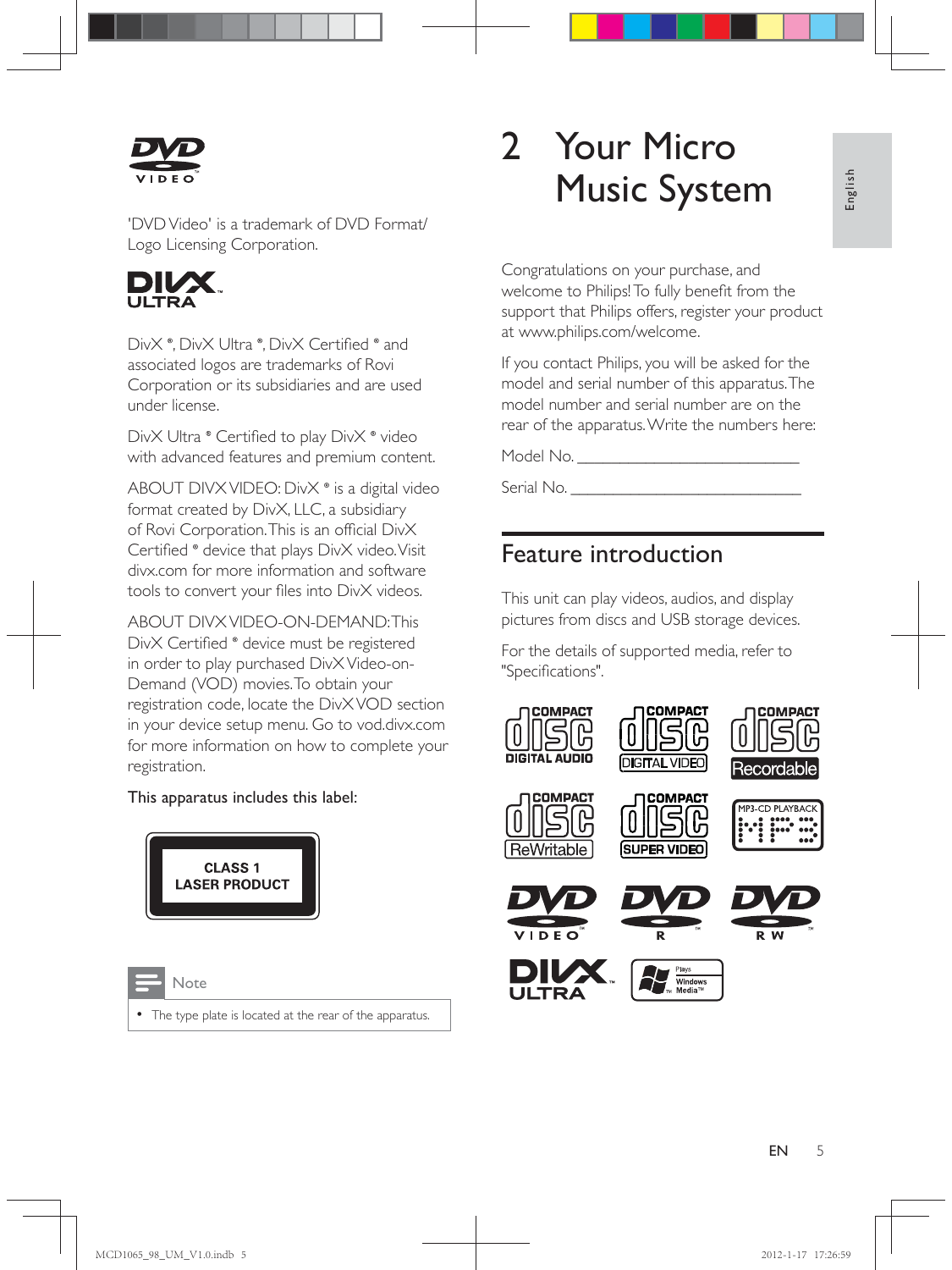'DVD Video' is a trademark of DVD Format/Logo Licensing Corporation.

DivX ®, DivX Ultra ®, DivX Certified ® and associated logos are trademarks of Rovi Corporation or its subsidiaries and are used under license.

DivX Ultra ® Certified to play DivX ® video with advanced features and premium content.

ABOUT DIVX VIDEO: DivX ® is a digital video format created by DivX, LLC, a subsidiary of Rovi Corporation. This is an official DivX Certified ® device that plays DivX video. Visit divx.com for more information and software tools to convert your files into DivX videos.

ABOUT DIVX VIDEO-ON-DEMAND: This DivX Certified ® device must be registered in order to play purchased DivX Video-on-Demand (VOD) movies. To obtain your registration code, locate the DivX VOD section in your device setup menu. Go to vod.divx.com for more information on how to complete your registration.

This apparatus includes this label:

CLASS 1
LASER PRODUCT

Note

- The type plate is located at the rear of the apparatus.

# 2 Your Micro Music System

Congratulations on your purchase, and welcome to Philips! To fully benefit from the support that Philips offers, register your product at www.philips.com/welcome.

If you contact Philips, you will be asked for the model and serial number of this apparatus. The model number and serial number are on the rear of the apparatus. Write the numbers here:

Model No. __________________________

Serial No. ___________________________

## Feature introduction

This unit can play videos, audios, and display pictures from discs and USB storage devices.

For the details of supported media, refer to "Specifications".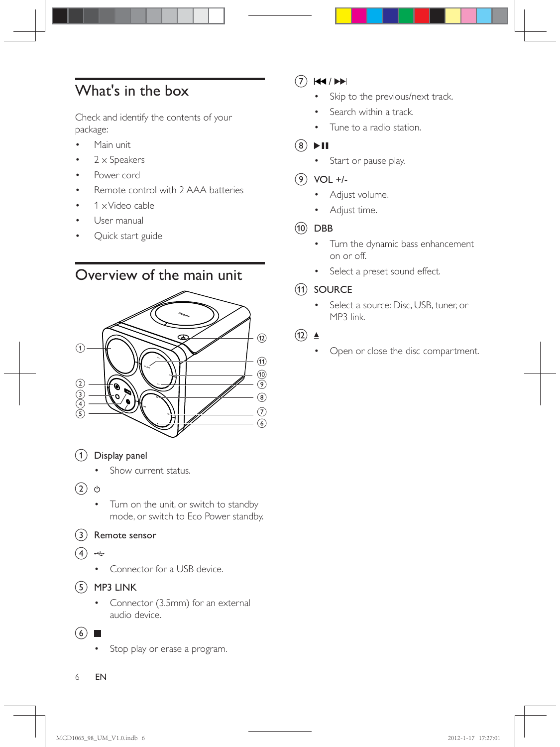## What's in the box

Check and identify the contents of your package:

- Main unit
- 2 × Speakers
- Power cord
- Remote control with 2 AAA batteries
- 1 x Video cable
- User manual
- Quick start guide

## Overview of the main unit

① Display panel

- Show current status.

② ⏻

- Turn on the unit, or switch to standby mode, or switch to Eco Power standby.

③ Remote sensor

④ USB

- Connector for a USB device.

⑤ MP3 LINK

- Connector (3.5mm) for an external audio device.

⑥ ■

- Stop play or erase a program.

⑦ ⏮ / ⏭

- Skip to the previous/next track.
- Search within a track.
- Tune to a radio station.

⑧ ▶II

- Start or pause play.

⑨ VOL +/-

- Adjust volume.
- Adjust time.

⑩ DBB

- Turn the dynamic bass enhancement on or off.
- Select a preset sound effect.

⑪ SOURCE

- Select a source: Disc, USB, tuner, or MP3 link.

⑫ ⏏

- Open or close the disc compartment.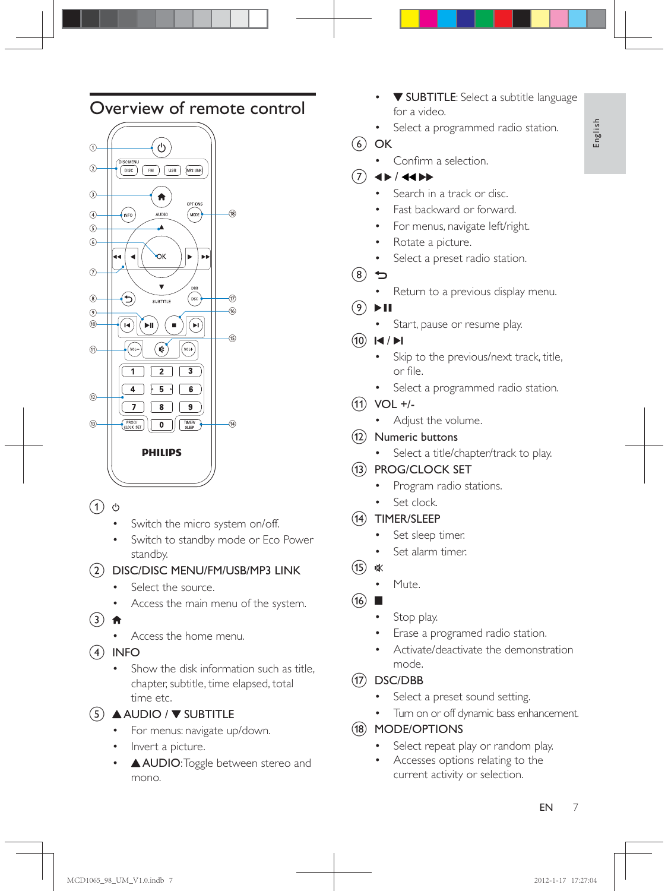# Overview of remote control

1. ⏻
   - Switch the micro system on/off.
   - Switch to standby mode or Eco Power standby.
2. DISC/DISC MENU/FM/USB/MP3 LINK
   - Select the source.
   - Access the main menu of the system.
3. 🏠
   - Access the home menu.
4. INFO
   - Show the disk information such as title, chapter, subtitle, time elapsed, total time etc.
5. ▲AUDIO / ▼ SUBTITLE
   - For menus: navigate up/down.
   - Invert a picture.
   - ▲AUDIO: Toggle between stereo and mono.
   - ▼ SUBTITLE: Select a subtitle language for a video.
   - Select a programmed radio station.
6. OK
   - Confirm a selection.
7. ◀▶ / ◀◀▶▶
   - Search in a track or disc.
   - Fast backward or forward.
   - For menus, navigate left/right.
   - Rotate a picture.
   - Select a preset radio station.
8. ⮌
   - Return to a previous display menu.
9. ▶II
   - Start, pause or resume play.
10. I◀ / ▶I
    - Skip to the previous/next track, title, or file.
    - Select a programmed radio station.
11. VOL +/-
    - Adjust the volume.
12. Numeric buttons
    - Select a title/chapter/track to play.
13. PROG/CLOCK SET
    - Program radio stations.
    - Set clock.
14. TIMER/SLEEP
    - Set sleep timer.
    - Set alarm timer.
15. 🔇
    - Mute.
16. ■
    - Stop play.
    - Erase a programed radio station.
    - Activate/deactivate the demonstration mode.
17. DSC/DBB
    - Select a preset sound setting.
    - Turn on or off dynamic bass enhancement.
18. MODE/OPTIONS
    - Select repeat play or random play.
    - Accesses options relating to the current activity or selection.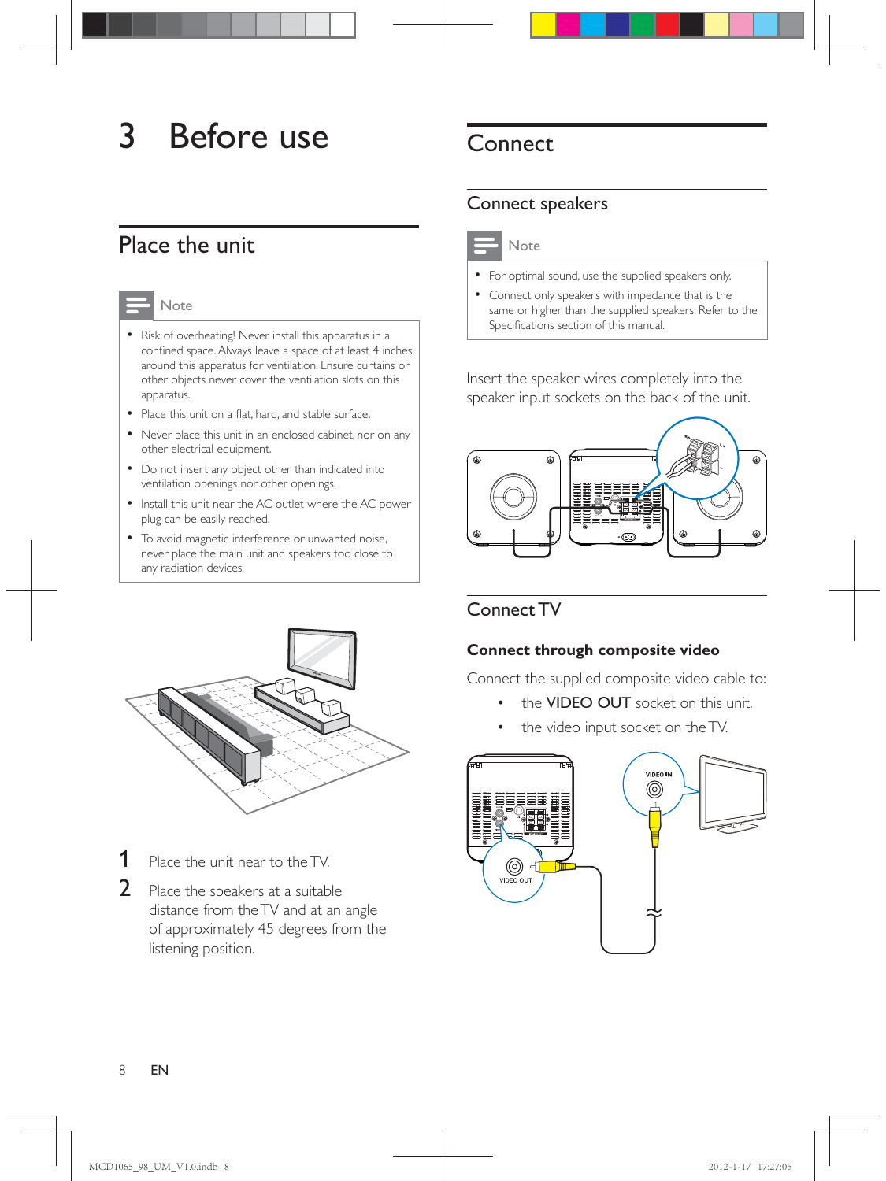# 3 Before use

## Place the unit

Note

- Risk of overheating! Never install this apparatus in a confined space. Always leave a space of at least 4 inches around this apparatus for ventilation. Ensure curtains or other objects never cover the ventilation slots on this apparatus.
- Place this unit on a flat, hard, and stable surface.
- Never place this unit in an enclosed cabinet, nor on any other electrical equipment.
- Do not insert any object other than indicated into ventilation openings nor other openings.
- Install this unit near the AC outlet where the AC power plug can be easily reached.
- To avoid magnetic interference or unwanted noise, never place the main unit and speakers too close to any radiation devices.

1. Place the unit near to the TV.
2. Place the speakers at a suitable distance from the TV and at an angle of approximately 45 degrees from the listening position.

## Connect

### Connect speakers

Note

- For optimal sound, use the supplied speakers only.
- Connect only speakers with impedance that is the same or higher than the supplied speakers. Refer to the Specifications section of this manual.

Insert the speaker wires completely into the speaker input sockets on the back of the unit.

### Connect TV

**Connect through composite video**

Connect the supplied composite video cable to:

- the **VIDEO OUT** socket on this unit.
- the video input socket on the TV.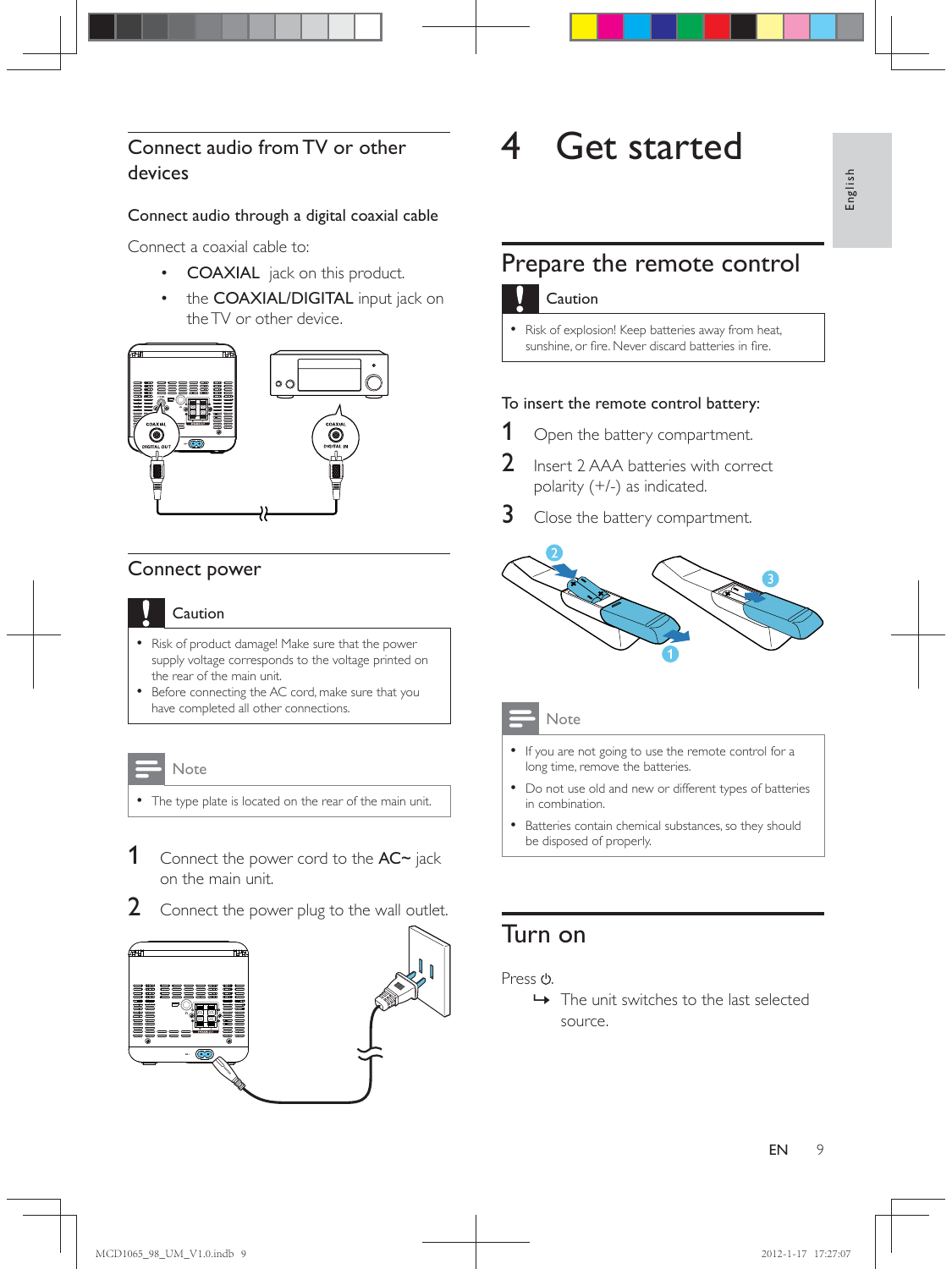## Connect audio from TV or other devices

### Connect audio through a digital coaxial cable

Connect a coaxial cable to:

- **COAXIAL** jack on this product.
- the **COAXIAL/DIGITAL** input jack on the TV or other device.

## Connect power

**Caution**

- Risk of product damage! Make sure that the power supply voltage corresponds to the voltage printed on the rear of the main unit.
- Before connecting the AC cord, make sure that you have completed all other connections.

**Note**

- The type plate is located on the rear of the main unit.

1. Connect the power cord to the **AC~** jack on the main unit.
2. Connect the power plug to the wall outlet.

# 4 Get started

## Prepare the remote control

**Caution**

- Risk of explosion! Keep batteries away from heat, sunshine, or fire. Never discard batteries in fire.

To insert the remote control battery:

1. Open the battery compartment.
2. Insert 2 AAA batteries with correct polarity (+/-) as indicated.
3. Close the battery compartment.

**Note**

- If you are not going to use the remote control for a long time, remove the batteries.
- Do not use old and new or different types of batteries in combination.
- Batteries contain chemical substances, so they should be disposed of properly.

## Turn on

Press ⏻.

↳ The unit switches to the last selected source.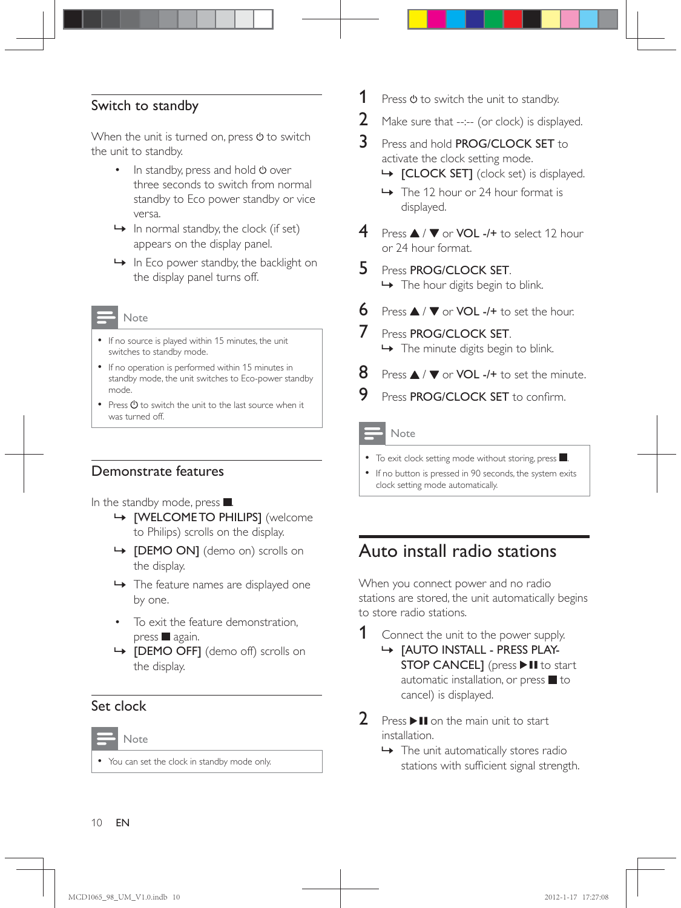## Switch to standby

When the unit is turned on, press ⏻ to switch the unit to standby.

- In standby, press and hold ⏻ over three seconds to switch from normal standby to Eco power standby or vice versa.
  - ↳ In normal standby, the clock (if set) appears on the display panel.
  - ↳ In Eco power standby, the backlight on the display panel turns off.

**Note**

- If no source is played within 15 minutes, the unit switches to standby mode.
- If no operation is performed within 15 minutes in standby mode, the unit switches to Eco-power standby mode.
- Press ⏻ to switch the unit to the last source when it was turned off.

## Demonstrate features

In the standby mode, press ■.

- ↳ **[WELCOME TO PHILIPS]** (welcome to Philips) scrolls on the display.
- ↳ **[DEMO ON]** (demo on) scrolls on the display.
- ↳ The feature names are displayed one by one.

- To exit the feature demonstration, press ■ again.
  - ↳ **[DEMO OFF]** (demo off) scrolls on the display.

## Set clock

**Note**

- You can set the clock in standby mode only.

1. Press ⏻ to switch the unit to standby.
2. Make sure that --:-- (or clock) is displayed.
3. Press and hold **PROG/CLOCK SET** to activate the clock setting mode.
   - ↳ **[CLOCK SET]** (clock set) is displayed.
   - ↳ The 12 hour or 24 hour format is displayed.
4. Press ▲ / ▼ or **VOL -/+** to select 12 hour or 24 hour format.
5. Press **PROG/CLOCK SET**.
   - ↳ The hour digits begin to blink.
6. Press ▲ / ▼ or **VOL -/+** to set the hour.
7. Press **PROG/CLOCK SET**.
   - ↳ The minute digits begin to blink.
8. Press ▲ / ▼ or **VOL -/+** to set the minute.
9. Press **PROG/CLOCK SET** to confirm.

**Note**

- To exit clock setting mode without storing, press ■.
- If no button is pressed in 90 seconds, the system exits clock setting mode automatically.

# Auto install radio stations

When you connect power and no radio stations are stored, the unit automatically begins to store radio stations.

1. Connect the unit to the power supply.
   - ↳ **[AUTO INSTALL - PRESS PLAY-STOP CANCEL]** (press ▶❚❚ to start automatic installation, or press ■ to cancel) is displayed.
2. Press ▶❚❚ on the main unit to start installation.
   - ↳ The unit automatically stores radio stations with sufficient signal strength.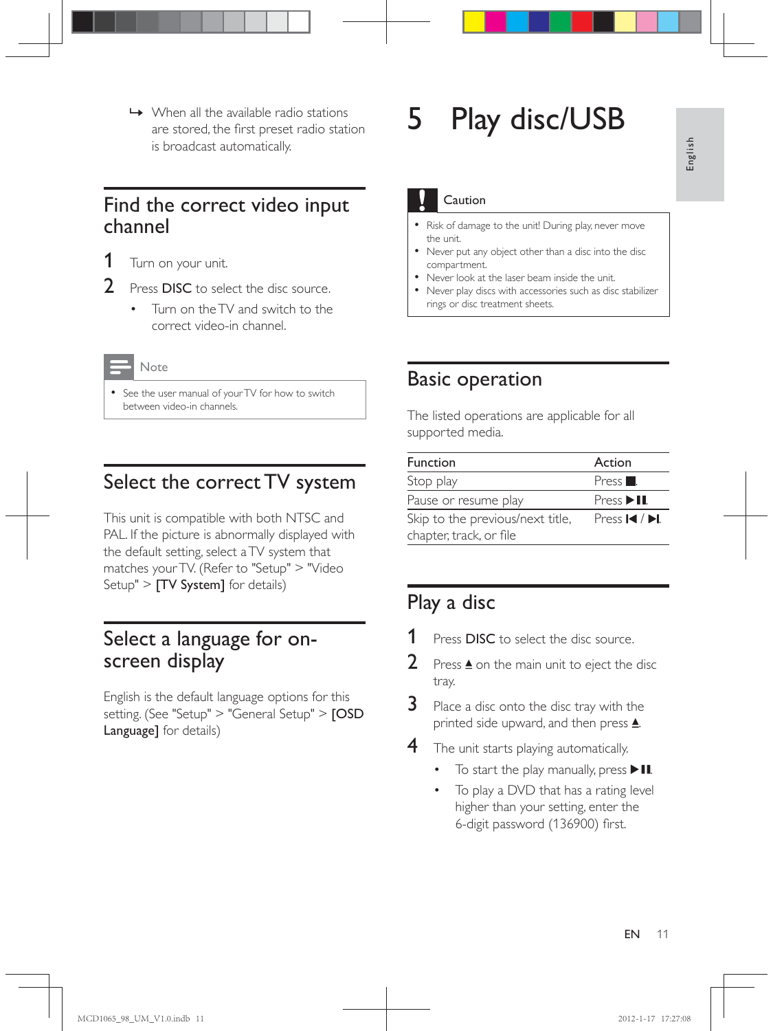↳ When all the available radio stations are stored, the first preset radio station is broadcast automatically.

## Find the correct video input channel

1. Turn on your unit.
2. Press **DISC** to select the disc source.
   - Turn on the TV and switch to the correct video-in channel.

**Note**

- See the user manual of your TV for how to switch between video-in channels.

## Select the correct TV system

This unit is compatible with both NTSC and PAL. If the picture is abnormally displayed with the default setting, select a TV system that matches your TV. (Refer to "Setup" > "Video Setup" > **[TV System]** for details)

## Select a language for on-screen display

English is the default language options for this setting. (See "Setup" > "General Setup" > **[OSD Language]** for details)

# 5 Play disc/USB

**Caution**

- Risk of damage to the unit! During play, never move the unit.
- Never put any object other than a disc into the disc compartment.
- Never look at the laser beam inside the unit.
- Never play discs with accessories such as disc stabilizer rings or disc treatment sheets.

## Basic operation

The listed operations are applicable for all supported media.

| Function | Action |
|---|---|
| Stop play | Press ■. |
| Pause or resume play | Press ▶II. |
| Skip to the previous/next title, chapter, track, or file | Press ⏮ / ⏭. |

## Play a disc

1. Press **DISC** to select the disc source.
2. Press ≜ on the main unit to eject the disc tray.
3. Place a disc onto the disc tray with the printed side upward, and then press ≜.
4. The unit starts playing automatically.
   - To start the play manually, press ▶II.
   - To play a DVD that has a rating level higher than your setting, enter the 6-digit password (136900) first.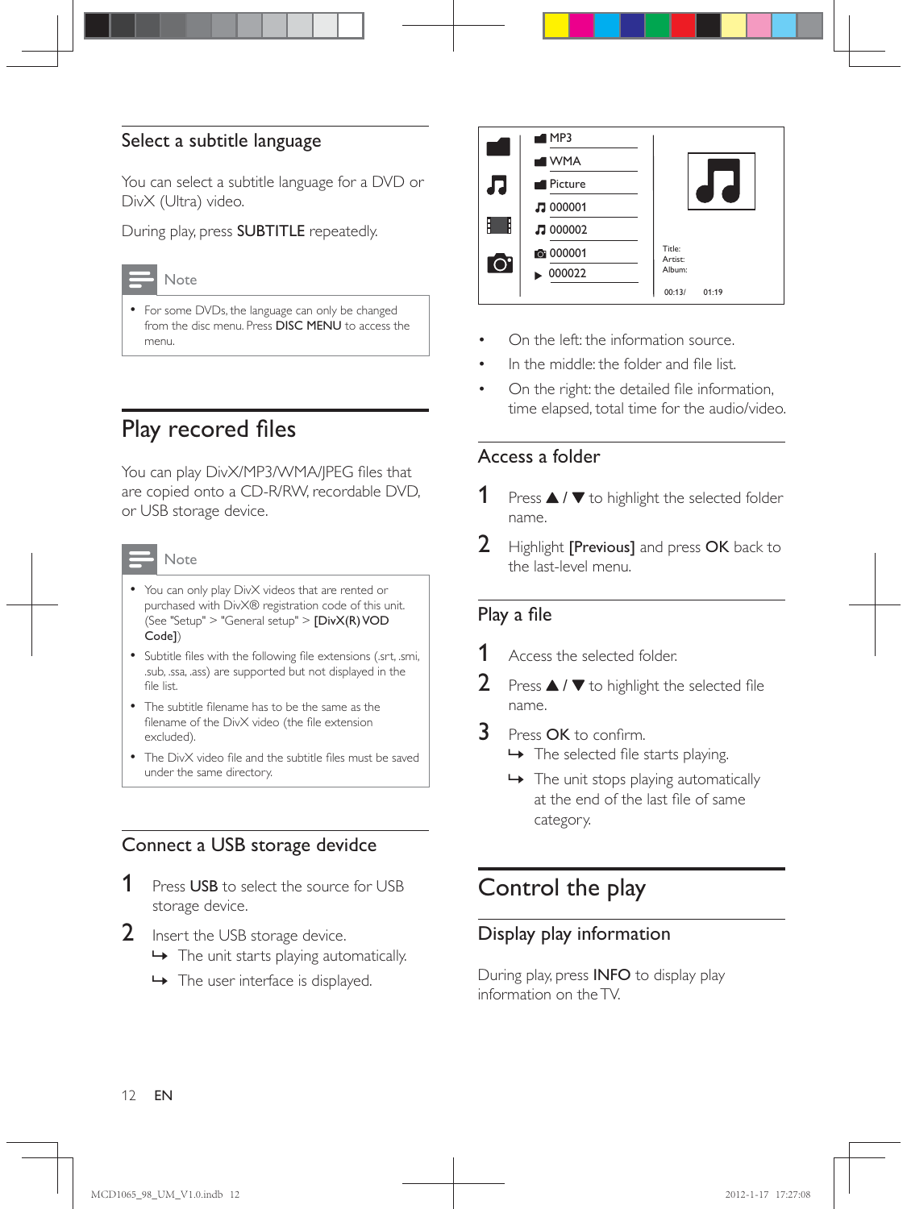## Select a subtitle language

You can select a subtitle language for a DVD or DivX (Ultra) video.

During play, press **SUBTITLE** repeatedly.

Note

- For some DVDs, the language can only be changed from the disc menu. Press **DISC MENU** to access the menu.

# Play recored files

You can play DivX/MP3/WMA/JPEG files that are copied onto a CD-R/RW, recordable DVD, or USB storage device.

Note

- You can only play DivX videos that are rented or purchased with DivX® registration code of this unit. (See "Setup" > "General setup" > **[DivX(R) VOD Code]**)
- Subtitle files with the following file extensions (.srt, .smi, .sub, .ssa, .ass) are supported but not displayed in the file list.
- The subtitle filename has to be the same as the filename of the DivX video (the file extension excluded).
- The DivX video file and the subtitle files must be saved under the same directory.

## Connect a USB storage devidce

1. Press **USB** to select the source for USB storage device.
2. Insert the USB storage device.
   - ↳ The unit starts playing automatically.
   - ↳ The user interface is displayed.

MP3
WMA
Picture
000001
000002
000001
000022

Title:
Artist:
Album:

00:13/ 01:19

- On the left: the information source.
- In the middle: the folder and file list.
- On the right: the detailed file information, time elapsed, total time for the audio/video.

## Access a folder

1. Press ▲ / ▼ to highlight the selected folder name.
2. Highlight **[Previous]** and press **OK** back to the last-level menu.

## Play a file

1. Access the selected folder.
2. Press ▲ / ▼ to highlight the selected file name.
3. Press **OK** to confirm.
   - ↳ The selected file starts playing.
   - ↳ The unit stops playing automatically at the end of the last file of same category.

# Control the play

## Display play information

During play, press **INFO** to display play information on the TV.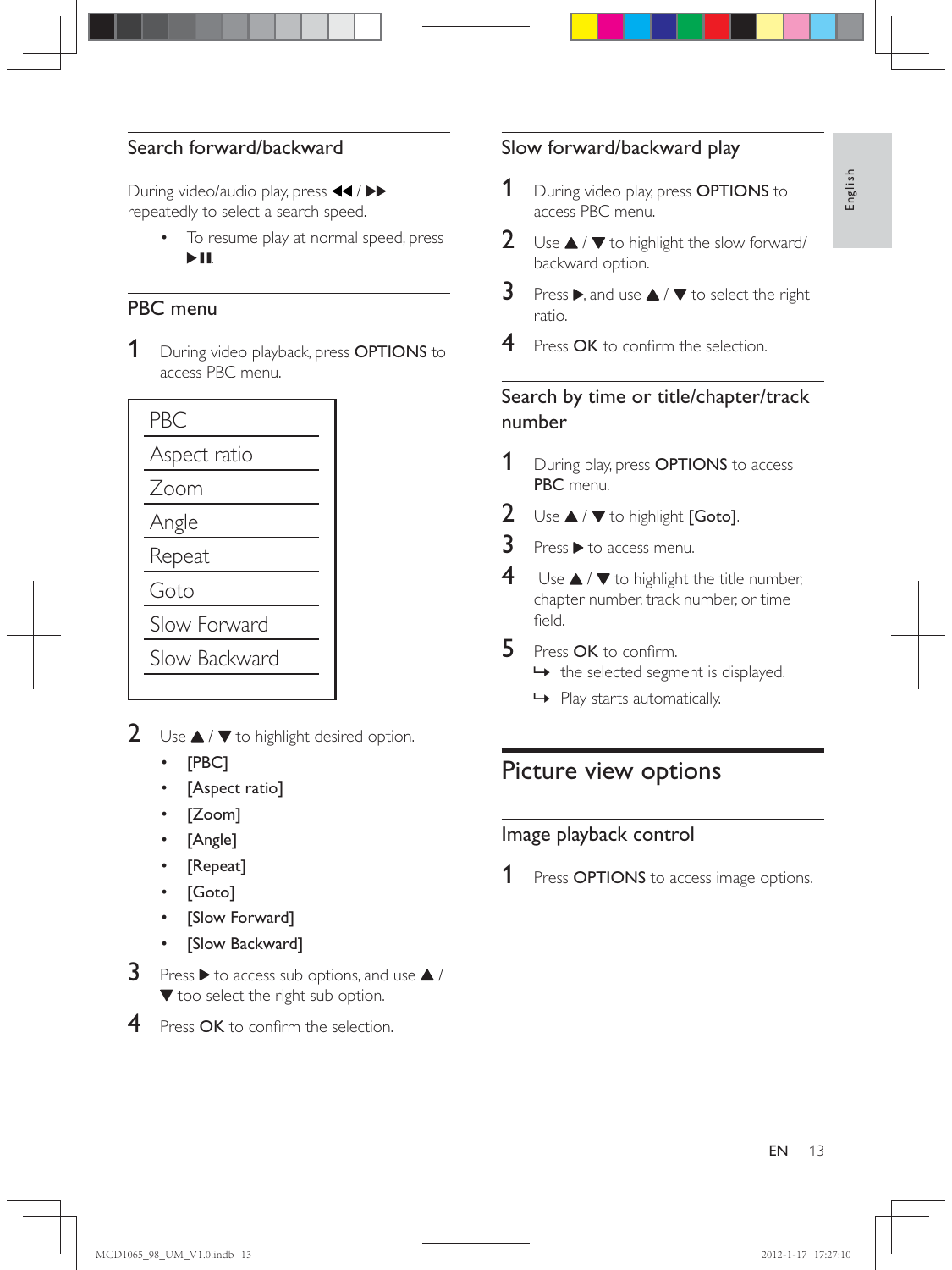## Search forward/backward

During video/audio play, press ◀◀ / ▶▶ repeatedly to select a search speed.

- To resume play at normal speed, press ▶II.

## PBC menu

1. During video playback, press **OPTIONS** to access PBC menu.

| PBC |
|---|
| Aspect ratio |
| Zoom |
| Angle |
| Repeat |
| Goto |
| Slow Forward |
| Slow Backward |

2. Use ▲ / ▼ to highlight desired option.
   - [PBC]
   - [Aspect ratio]
   - [Zoom]
   - [Angle]
   - [Repeat]
   - [Goto]
   - [Slow Forward]
   - [Slow Backward]
3. Press ▶ to access sub options, and use ▲ / ▼ too select the right sub option.
4. Press **OK** to confirm the selection.

## Slow forward/backward play

1. During video play, press **OPTIONS** to access PBC menu.
2. Use ▲ / ▼ to highlight the slow forward/backward option.
3. Press ▶, and use ▲ / ▼ to select the right ratio.
4. Press **OK** to confirm the selection.

## Search by time or title/chapter/track number

1. During play, press **OPTIONS** to access **PBC** menu.
2. Use ▲ / ▼ to highlight **[Goto]**.
3. Press ▶ to access menu.
4. Use ▲ / ▼ to highlight the title number, chapter number, track number, or time field.
5. Press **OK** to confirm.
   ↪ the selected segment is displayed.
   ↪ Play starts automatically.

# Picture view options

## Image playback control

1. Press **OPTIONS** to access image options.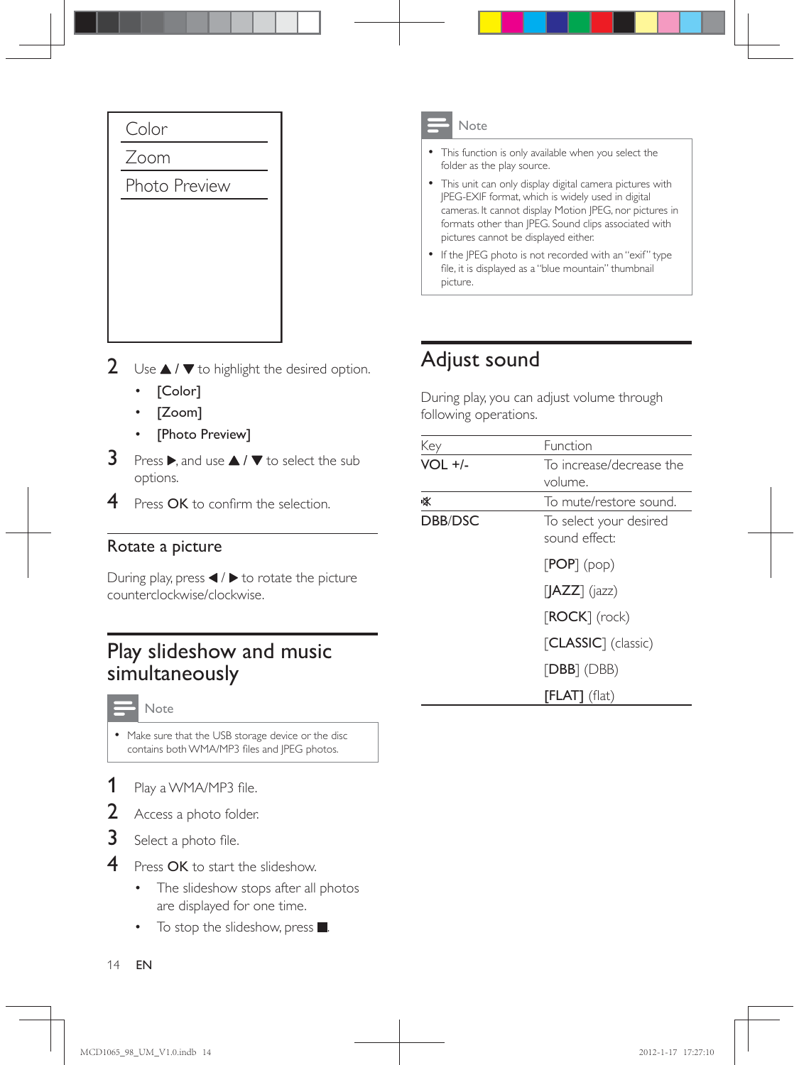| Color |
| --- |
| Zoom |
| Photo Preview |

2 Use ▲ / ▼ to highlight the desired option.
   - [Color]
   - [Zoom]
   - [Photo Preview]

3 Press ▶, and use ▲ / ▼ to select the sub options.

4 Press **OK** to confirm the selection.

### Rotate a picture

During play, press ◀ / ▶ to rotate the picture counterclockwise/clockwise.

## Play slideshow and music simultaneously

Note

- Make sure that the USB storage device or the disc contains both WMA/MP3 files and JPEG photos.

1 Play a WMA/MP3 file.

2 Access a photo folder.

3 Select a photo file.

4 Press **OK** to start the slideshow.
   - The slideshow stops after all photos are displayed for one time.
   - To stop the slideshow, press ■.

Note

- This function is only available when you select the folder as the play source.
- This unit can only display digital camera pictures with JPEG-EXIF format, which is widely used in digital cameras. It cannot display Motion JPEG, nor pictures in formats other than JPEG. Sound clips associated with pictures cannot be displayed either.
- If the JPEG photo is not recorded with an "exif" type file, it is displayed as a "blue mountain" thumbnail picture.

## Adjust sound

During play, you can adjust volume through following operations.

| Key | Function |
| --- | --- |
| **VOL +/-** | To increase/decrease the volume. |
| 🔇 | To mute/restore sound. |
| **DBB/DSC** | To select your desired sound effect:<br>[**POP**] (pop)<br>[**JAZZ**] (jazz)<br>[**ROCK**] (rock)<br>[**CLASSIC**] (classic)<br>[**DBB**] (DBB)<br>**[FLAT]** (flat) |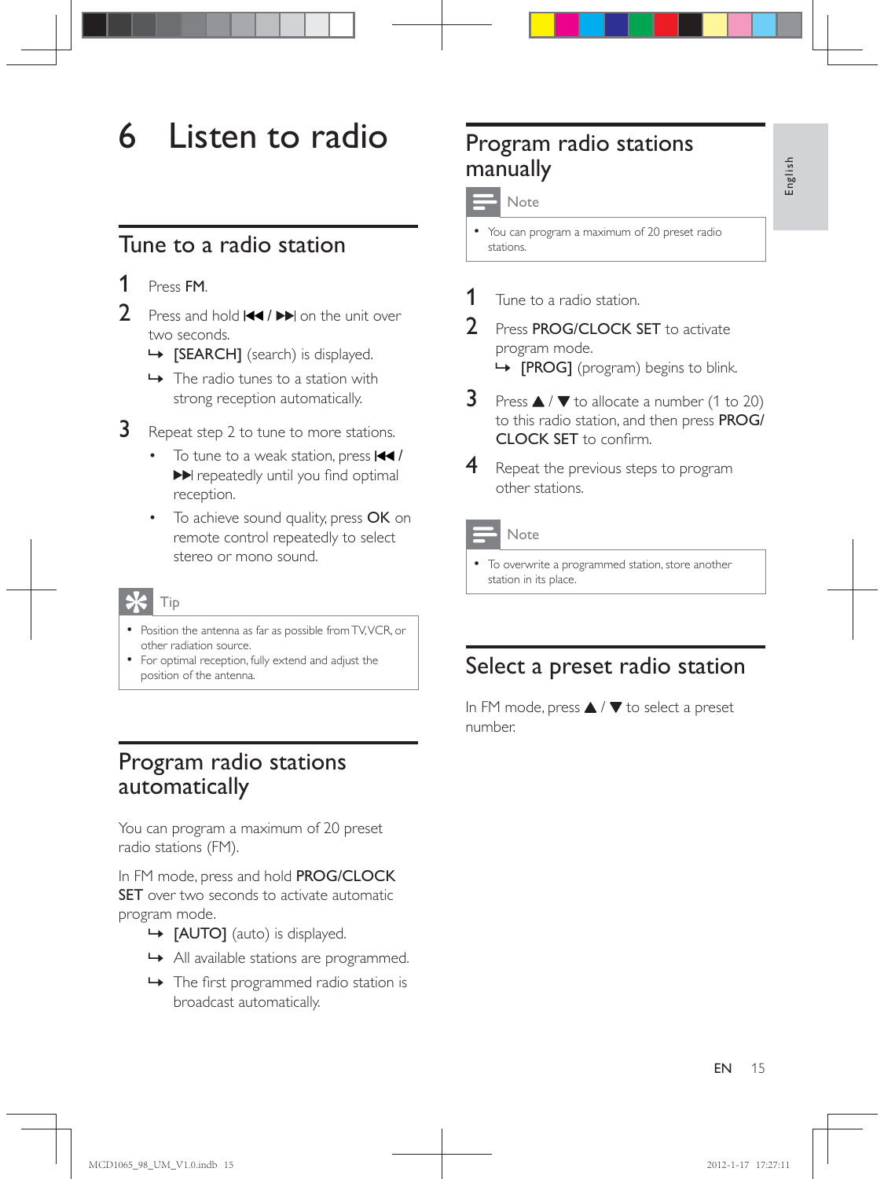# 6 Listen to radio

## Tune to a radio station

1. Press **FM**.
2. Press and hold **⏮ / ⏭** on the unit over two seconds.
   - ↳ **[SEARCH]** (search) is displayed.
   - ↳ The radio tunes to a station with strong reception automatically.
3. Repeat step 2 to tune to more stations.
   - To tune to a weak station, press **⏮ / ⏭** repeatedly until you find optimal reception.
   - To achieve sound quality, press **OK** on remote control repeatedly to select stereo or mono sound.

> **Tip**
>
> - Position the antenna as far as possible from TV, VCR, or other radiation source.
> - For optimal reception, fully extend and adjust the position of the antenna.

## Program radio stations automatically

You can program a maximum of 20 preset radio stations (FM).

In FM mode, press and hold **PROG/CLOCK SET** over two seconds to activate automatic program mode.

- ↳ **[AUTO]** (auto) is displayed.
- ↳ All available stations are programmed.
- ↳ The first programmed radio station is broadcast automatically.

## Program radio stations manually

> **Note**
>
> - You can program a maximum of 20 preset radio stations.

1. Tune to a radio station.
2. Press **PROG/CLOCK SET** to activate program mode.
   - ↳ **[PROG]** (program) begins to blink.
3. Press ▲ / ▼ to allocate a number (1 to 20) to this radio station, and then press **PROG/CLOCK SET** to confirm.
4. Repeat the previous steps to program other stations.

> **Note**
>
> - To overwrite a programmed station, store another station in its place.

## Select a preset radio station

In FM mode, press ▲ / ▼ to select a preset number.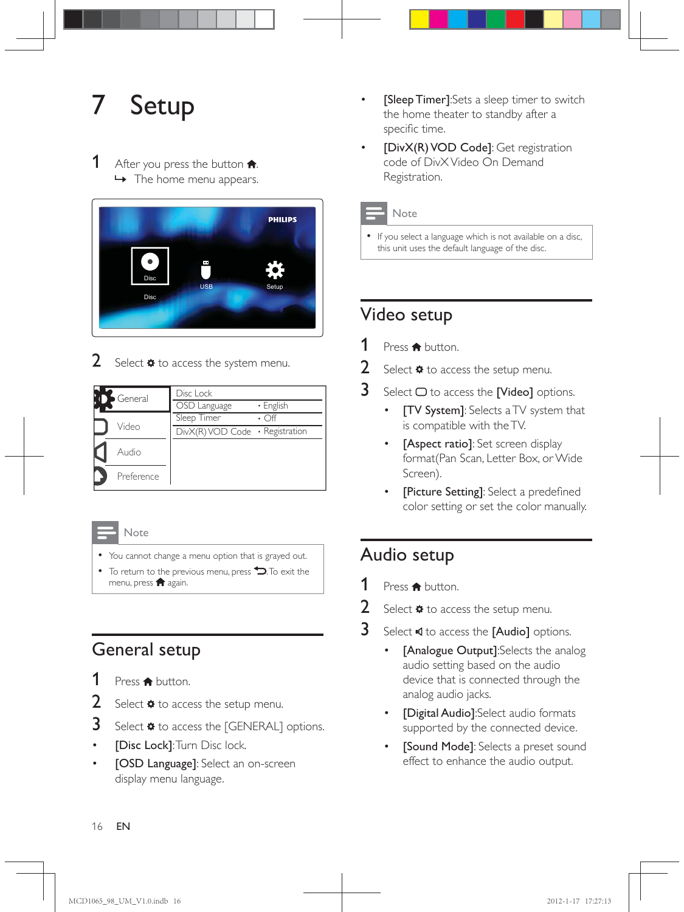# 7 Setup

1 After you press the button 🏠.
↳ The home menu appears.

2 Select ⚙ to access the system menu.

| General | Disc Lock | |
|---|---|---|
| Video | OSD Language | • English |
| Audio | Sleep Timer | • Off |
| Preference | DivX(R) VOD Code | • Registration |

Note

- You cannot change a menu option that is grayed out.
- To return to the previous menu, press ⮌. To exit the menu, press 🏠 again.

## General setup

1 Press 🏠 button.

2 Select ⚙ to access the setup menu.

3 Select ⚙ to access the [GENERAL] options.

- **[Disc Lock]**:Turn Disc lock.
- **[OSD Language]**: Select an on-screen display menu language.
- **[Sleep Timer]**:Sets a sleep timer to switch the home theater to standby after a specific time.
- **[DivX(R) VOD Code]**: Get registration code of DivX Video On Demand Registration.

Note

- If you select a language which is not available on a disc, this unit uses the default language of the disc.

## Video setup

1 Press 🏠 button.

2 Select ⚙ to access the setup menu.

3 Select ▢ to access the **[Video]** options.

- **[TV System]**: Selects a TV system that is compatible with the TV.
- **[Aspect ratio]**: Set screen display format(Pan Scan, Letter Box, or Wide Screen).
- **[Picture Setting]**: Select a predefined color setting or set the color manually.

## Audio setup

1 Press 🏠 button.

2 Select ⚙ to access the setup menu.

3 Select 🔈 to access the **[Audio]** options.

- **[Analogue Output]**:Selects the analog audio setting based on the audio device that is connected through the analog audio jacks.
- **[Digital Audio]**:Select audio formats supported by the connected device.
- **[Sound Mode]**: Selects a preset sound effect to enhance the audio output.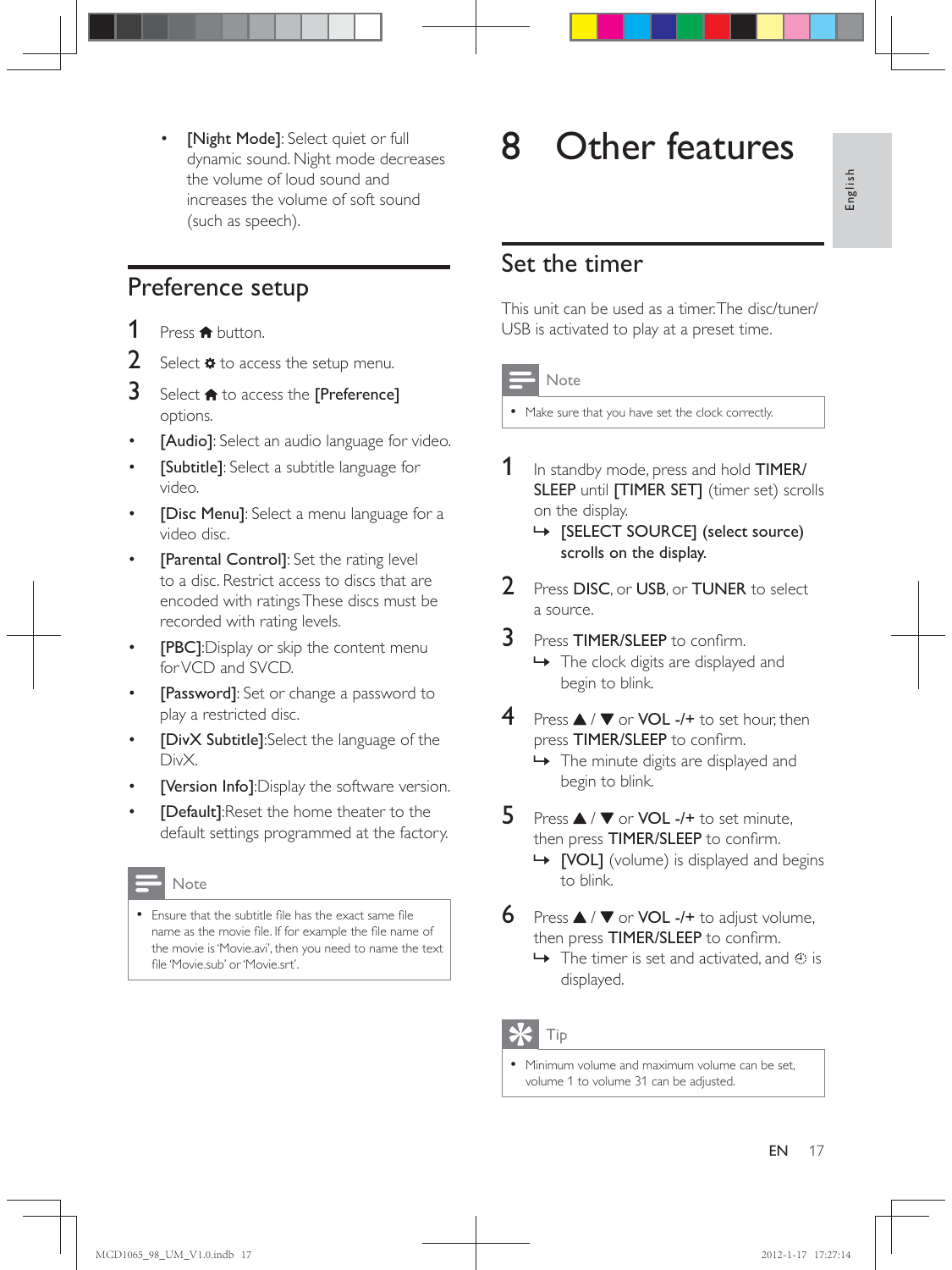- **[Night Mode]**: Select quiet or full dynamic sound. Night mode decreases the volume of loud sound and increases the volume of soft sound (such as speech).

## Preference setup

1. Press 🏠 button.
2. Select ⚙ to access the setup menu.
3. Select 🏠 to access the **[Preference]** options.

- **[Audio]**: Select an audio language for video.
- **[Subtitle]**: Select a subtitle language for video.
- **[Disc Menu]**: Select a menu language for a video disc.
- **[Parental Control]**: Set the rating level to a disc. Restrict access to discs that are encoded with ratings These discs must be recorded with rating levels.
- **[PBC]**:Display or skip the content menu for VCD and SVCD.
- **[Password]**: Set or change a password to play a restricted disc.
- **[DivX Subtitle]**:Select the language of the DivX.
- **[Version Info]**:Display the software version.
- **[Default]**:Reset the home theater to the default settings programmed at the factory.

**Note**

- Ensure that the subtitle file has the exact same file name as the movie file. If for example the file name of the movie is 'Movie.avi', then you need to name the text file 'Movie.sub' or 'Movie.srt'.

# 8 Other features

## Set the timer

This unit can be used as a timer.The disc/tuner/USB is activated to play at a preset time.

**Note**

- Make sure that you have set the clock correctly.

1. In standby mode, press and hold **TIMER/SLEEP** until **[TIMER SET]** (timer set) scrolls on the display.
   ↳ **[SELECT SOURCE] (select source) scrolls on the display.**
2. Press **DISC**, or **USB**, or **TUNER** to select a source.
3. Press **TIMER/SLEEP** to confirm.
   ↳ The clock digits are displayed and begin to blink.
4. Press ▲ / ▼ or **VOL -/+** to set hour, then press **TIMER/SLEEP** to confirm.
   ↳ The minute digits are displayed and begin to blink.
5. Press ▲ / ▼ or **VOL -/+** to set minute, then press **TIMER/SLEEP** to confirm.
   ↳ **[VOL]** (volume) is displayed and begins to blink.
6. Press ▲ / ▼ or **VOL -/+** to adjust volume, then press **TIMER/SLEEP** to confirm.
   ↳ The timer is set and activated, and ⏲ is displayed.

**Tip**

- Minimum volume and maximum volume can be set, volume 1 to volume 31 can be adjusted.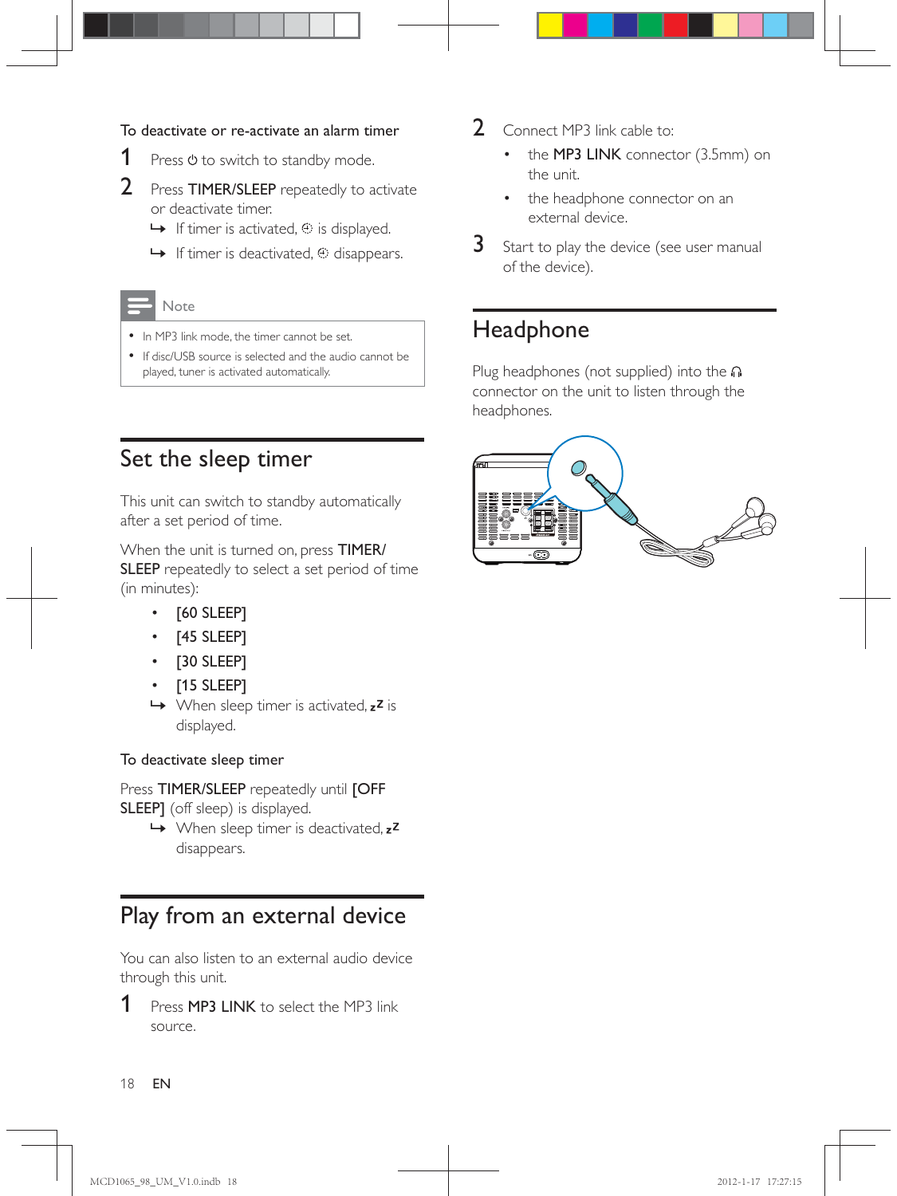### To deactivate or re-activate an alarm timer

1. Press ⏻ to switch to standby mode.
2. Press **TIMER/SLEEP** repeatedly to activate or deactivate timer.
   - ↳ If timer is activated, ⏲ is displayed.
   - ↳ If timer is deactivated, ⏲ disappears.

> **Note**
>
> - In MP3 link mode, the timer cannot be set.
> - If disc/USB source is selected and the audio cannot be played, tuner is activated automatically.

## Set the sleep timer

This unit can switch to standby automatically after a set period of time.

When the unit is turned on, press **TIMER/SLEEP** repeatedly to select a set period of time (in minutes):

- **[60 SLEEP]**
- **[45 SLEEP]**
- **[30 SLEEP]**
- **[15 SLEEP]**
  - ↳ When sleep timer is activated, zZ is displayed.

### To deactivate sleep timer

Press **TIMER/SLEEP** repeatedly until **[OFF SLEEP]** (off sleep) is displayed.

- ↳ When sleep timer is deactivated, zZ disappears.

## Play from an external device

You can also listen to an external audio device through this unit.

1. Press **MP3 LINK** to select the MP3 link source.
2. Connect MP3 link cable to:
   - the **MP3 LINK** connector (3.5mm) on the unit.
   - the headphone connector on an external device.
3. Start to play the device (see user manual of the device).

## Headphone

Plug headphones (not supplied) into the 🎧 connector on the unit to listen through the headphones.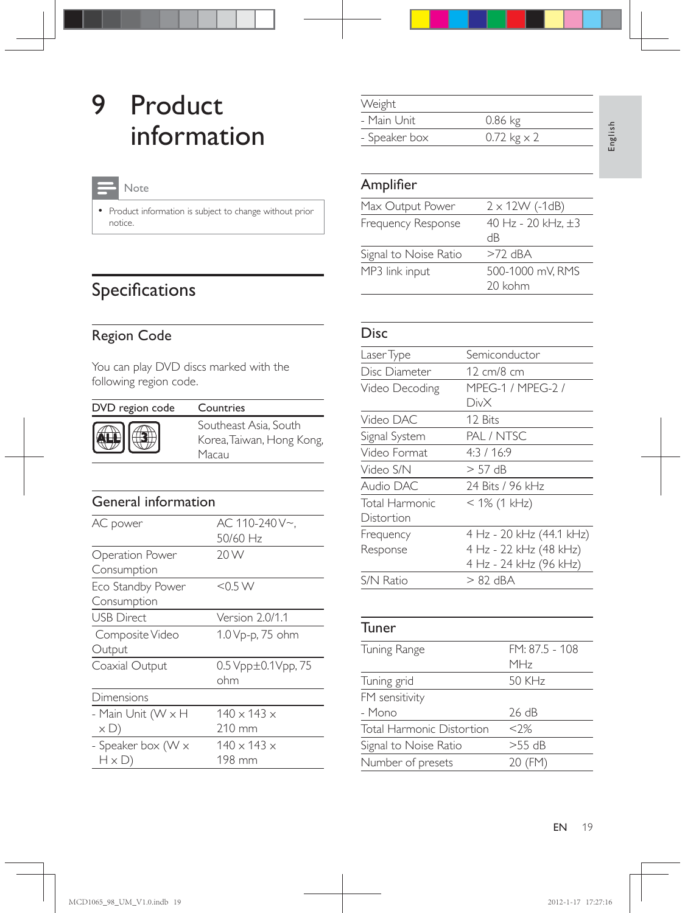# 9 Product information

> **Note**
>
> - Product information is subject to change without prior notice.

## Specifications

### Region Code

You can play DVD discs marked with the following region code.

| DVD region code | Countries |
| --- | --- |
| ALL / 3 | Southeast Asia, South Korea, Taiwan, Hong Kong, Macau |

### General information

| | |
| --- | --- |
| AC power | AC 110-240 V~, 50/60 Hz |
| Operation Power Consumption | 20 W |
| Eco Standby Power Consumption | <0.5 W |
| USB Direct | Version 2.0/1.1 |
| Composite Video Output | 1.0 Vp-p, 75 ohm |
| Coaxial Output | 0.5 Vpp±0.1Vpp, 75 ohm |
| Dimensions | |
| - Main Unit (W x H x D) | 140 x 143 x 210 mm |
| - Speaker box (W x H x D) | 140 x 143 x 198 mm |
| Weight | |
| - Main Unit | 0.86 kg |
| - Speaker box | 0.72 kg x 2 |

### Amplifier

| | |
| --- | --- |
| Max Output Power | 2 x 12W (-1dB) |
| Frequency Response | 40 Hz - 20 kHz, ±3 dB |
| Signal to Noise Ratio | >72 dBA |
| MP3 link input | 500-1000 mV, RMS 20 kohm |

### Disc

| | |
| --- | --- |
| Laser Type | Semiconductor |
| Disc Diameter | 12 cm/8 cm |
| Video Decoding | MPEG-1 / MPEG-2 / DivX |
| Video DAC | 12 Bits |
| Signal System | PAL / NTSC |
| Video Format | 4:3 / 16:9 |
| Video S/N | > 57 dB |
| Audio DAC | 24 Bits / 96 kHz |
| Total Harmonic Distortion | < 1% (1 kHz) |
| Frequency Response | 4 Hz - 20 kHz (44.1 kHz)<br>4 Hz - 22 kHz (48 kHz)<br>4 Hz - 24 kHz (96 kHz) |
| S/N Ratio | > 82 dBA |

### Tuner

| | |
| --- | --- |
| Tuning Range | FM: 87.5 - 108 MHz |
| Tuning grid | 50 KHz |
| FM sensitivity | |
| - Mono | 26 dB |
| Total Harmonic Distortion | <2% |
| Signal to Noise Ratio | >55 dB |
| Number of presets | 20 (FM) |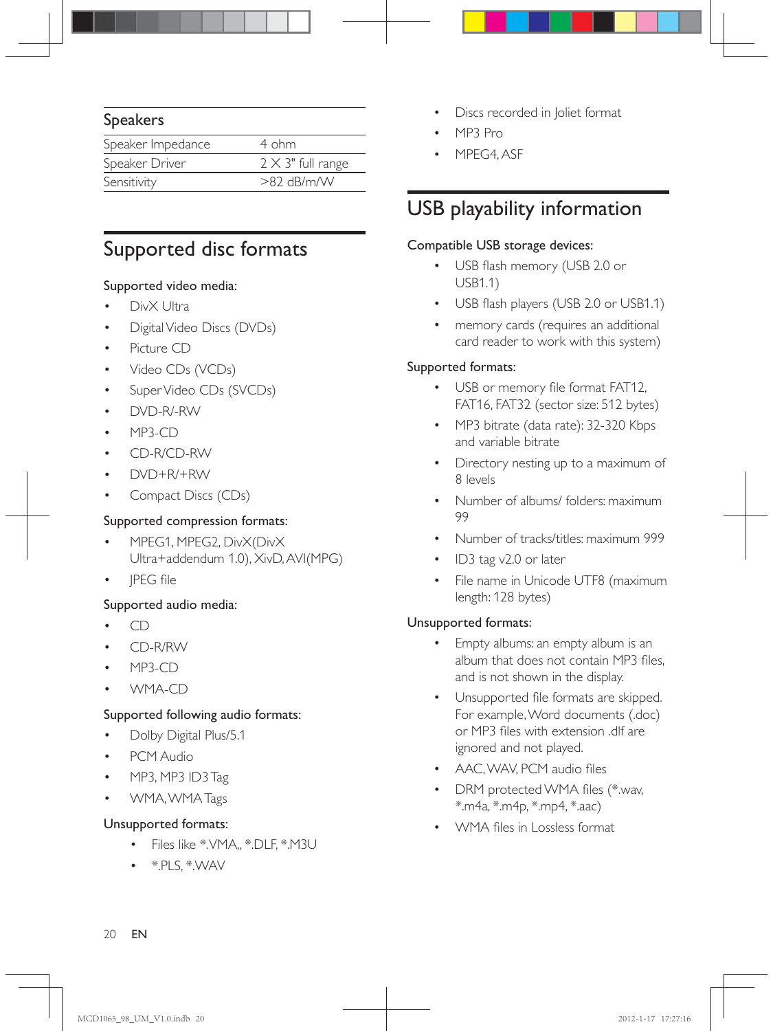| Speakers | |
|---|---|
| Speaker Impedance | 4 ohm |
| Speaker Driver | 2 X 3" full range |
| Sensitivity | >82 dB/m/W |

## Supported disc formats

Supported video media:

- DivX Ultra
- Digital Video Discs (DVDs)
- Picture CD
- Video CDs (VCDs)
- Super Video CDs (SVCDs)
- DVD-R/-RW
- MP3-CD
- CD-R/CD-RW
- DVD+R/+RW
- Compact Discs (CDs)

Supported compression formats:

- MPEG1, MPEG2, DivX(DivX Ultra+addendum 1.0), XivD, AVI(MPG)
- JPEG file

Supported audio media:

- CD
- CD-R/RW
- MP3-CD
- WMA-CD

Supported following audio formats:

- Dolby Digital Plus/5.1
- PCM Audio
- MP3, MP3 ID3 Tag
- WMA, WMA Tags

Unsupported formats:

- Files like *.VMA,, *.DLF, *.M3U
- *.PLS, *.WAV
- Discs recorded in Joliet format
- MP3 Pro
- MPEG4, ASF

## USB playability information

Compatible USB storage devices:

- USB flash memory (USB 2.0 or USB1.1)
- USB flash players (USB 2.0 or USB1.1)
- memory cards (requires an additional card reader to work with this system)

Supported formats:

- USB or memory file format FAT12, FAT16, FAT32 (sector size: 512 bytes)
- MP3 bitrate (data rate): 32-320 Kbps and variable bitrate
- Directory nesting up to a maximum of 8 levels
- Number of albums/ folders: maximum 99
- Number of tracks/titles: maximum 999
- ID3 tag v2.0 or later
- File name in Unicode UTF8 (maximum length: 128 bytes)

Unsupported formats:

- Empty albums: an empty album is an album that does not contain MP3 files, and is not shown in the display.
- Unsupported file formats are skipped. For example, Word documents (.doc) or MP3 files with extension .dlf are ignored and not played.
- AAC, WAV, PCM audio files
- DRM protected WMA files (*.wav, *.m4a, *.m4p, *.mp4, *.aac)
- WMA files in Lossless format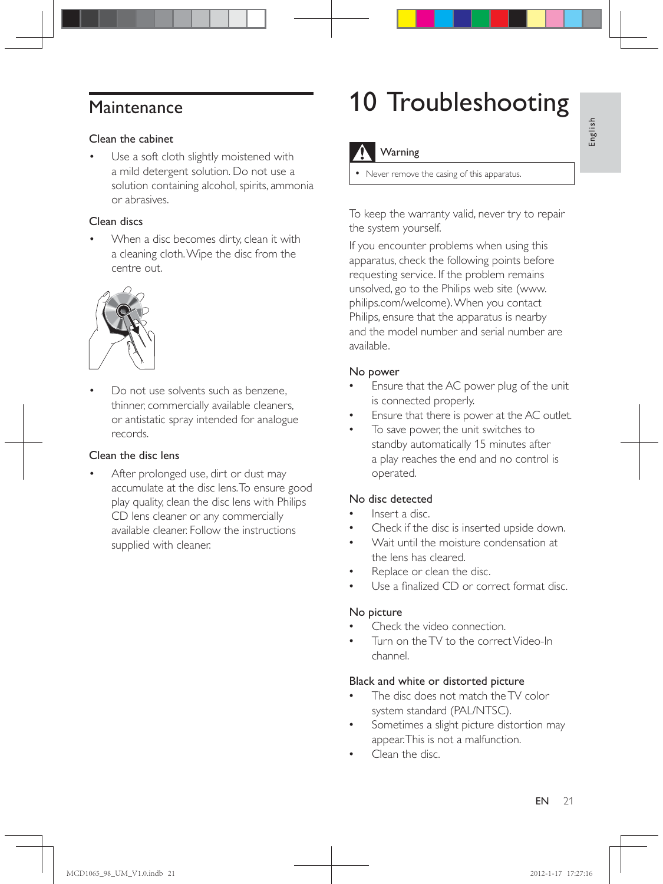## Maintenance

### Clean the cabinet

- Use a soft cloth slightly moistened with a mild detergent solution. Do not use a solution containing alcohol, spirits, ammonia or abrasives.

### Clean discs

- When a disc becomes dirty, clean it with a cleaning cloth. Wipe the disc from the centre out.

- Do not use solvents such as benzene, thinner, commercially available cleaners, or antistatic spray intended for analogue records.

### Clean the disc lens

- After prolonged use, dirt or dust may accumulate at the disc lens. To ensure good play quality, clean the disc lens with Philips CD lens cleaner or any commercially available cleaner. Follow the instructions supplied with cleaner.

# 10 Troubleshooting

**Warning**

- Never remove the casing of this apparatus.

To keep the warranty valid, never try to repair the system yourself.

If you encounter problems when using this apparatus, check the following points before requesting service. If the problem remains unsolved, go to the Philips web site (www.philips.com/welcome). When you contact Philips, ensure that the apparatus is nearby and the model number and serial number are available.

### No power

- Ensure that the AC power plug of the unit is connected properly.
- Ensure that there is power at the AC outlet.
- To save power, the unit switches to standby automatically 15 minutes after a play reaches the end and no control is operated.

### No disc detected

- Insert a disc.
- Check if the disc is inserted upside down.
- Wait until the moisture condensation at the lens has cleared.
- Replace or clean the disc.
- Use a finalized CD or correct format disc.

### No picture

- Check the video connection.
- Turn on the TV to the correct Video-In channel.

### Black and white or distorted picture

- The disc does not match the TV color system standard (PAL/NTSC).
- Sometimes a slight picture distortion may appear. This is not a malfunction.
- Clean the disc.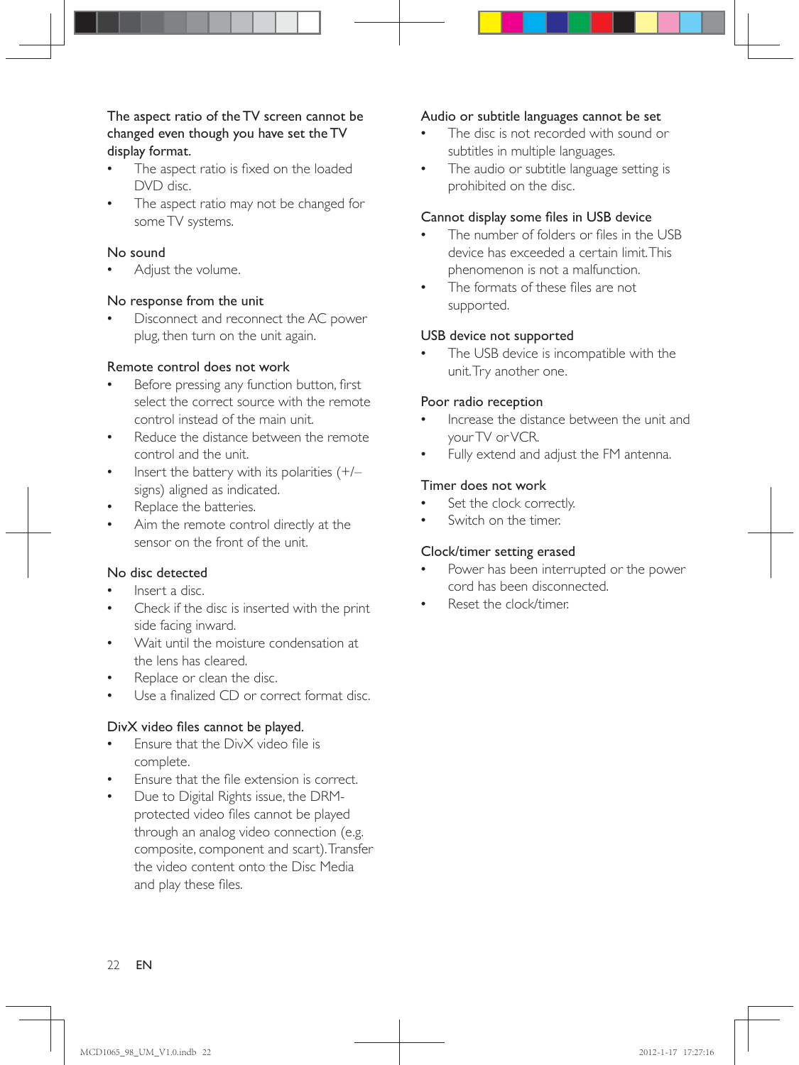### The aspect ratio of the TV screen cannot be changed even though you have set the TV display format.

- The aspect ratio is fixed on the loaded DVD disc.
- The aspect ratio may not be changed for some TV systems.

### No sound

- Adjust the volume.

### No response from the unit

- Disconnect and reconnect the AC power plug, then turn on the unit again.

### Remote control does not work

- Before pressing any function button, first select the correct source with the remote control instead of the main unit.
- Reduce the distance between the remote control and the unit.
- Insert the battery with its polarities (+/– signs) aligned as indicated.
- Replace the batteries.
- Aim the remote control directly at the sensor on the front of the unit.

### No disc detected

- Insert a disc.
- Check if the disc is inserted with the print side facing inward.
- Wait until the moisture condensation at the lens has cleared.
- Replace or clean the disc.
- Use a finalized CD or correct format disc.

### DivX video files cannot be played.

- Ensure that the DivX video file is complete.
- Ensure that the file extension is correct.
- Due to Digital Rights issue, the DRM-protected video files cannot be played through an analog video connection (e.g. composite, component and scart). Transfer the video content onto the Disc Media and play these files.

### Audio or subtitle languages cannot be set

- The disc is not recorded with sound or subtitles in multiple languages.
- The audio or subtitle language setting is prohibited on the disc.

### Cannot display some files in USB device

- The number of folders or files in the USB device has exceeded a certain limit. This phenomenon is not a malfunction.
- The formats of these files are not supported.

### USB device not supported

- The USB device is incompatible with the unit. Try another one.

### Poor radio reception

- Increase the distance between the unit and your TV or VCR.
- Fully extend and adjust the FM antenna.

### Timer does not work

- Set the clock correctly.
- Switch on the timer.

### Clock/timer setting erased

- Power has been interrupted or the power cord has been disconnected.
- Reset the clock/timer.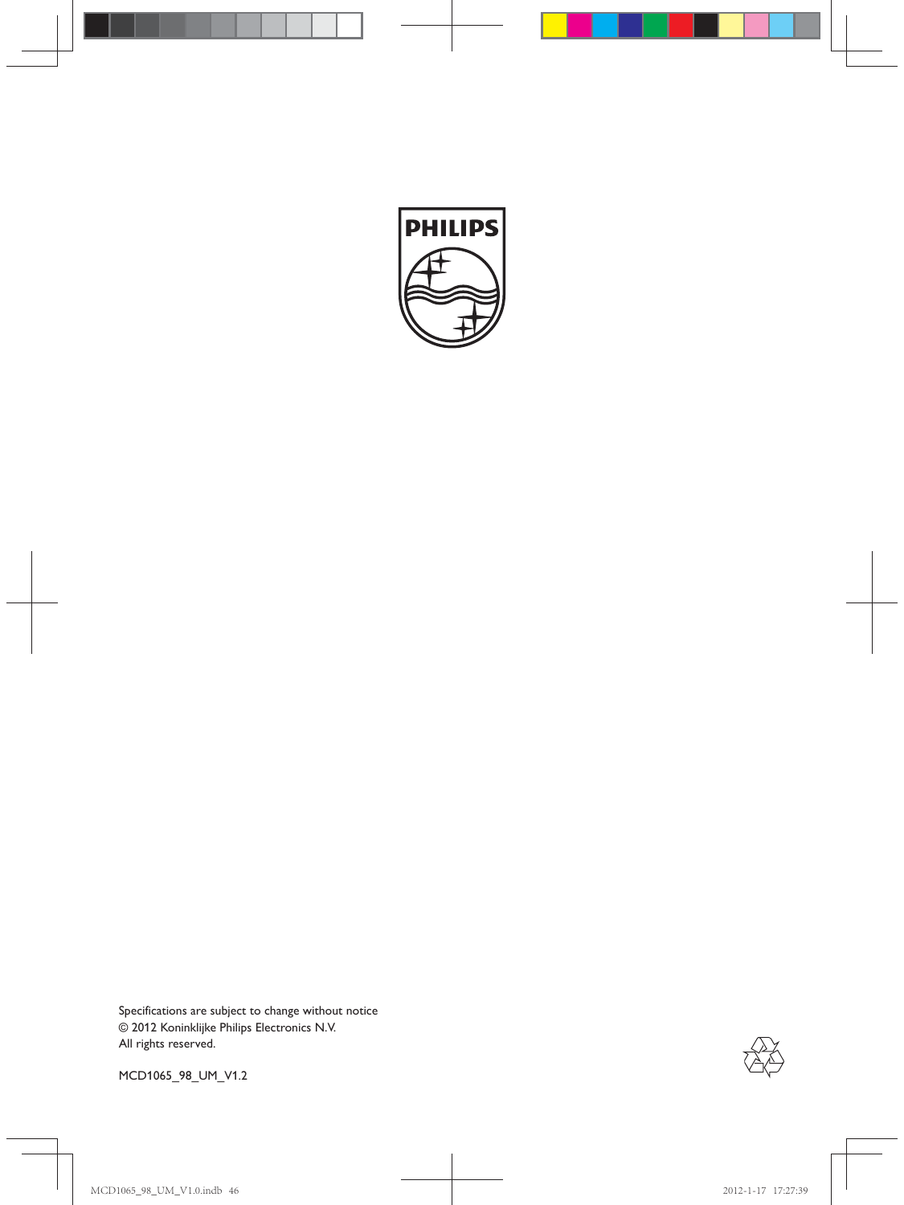PHILIPS

Specifications are subject to change without notice
© 2012 Koninklijke Philips Electronics N.V.
All rights reserved.

MCD1065_98_UM_V1.2